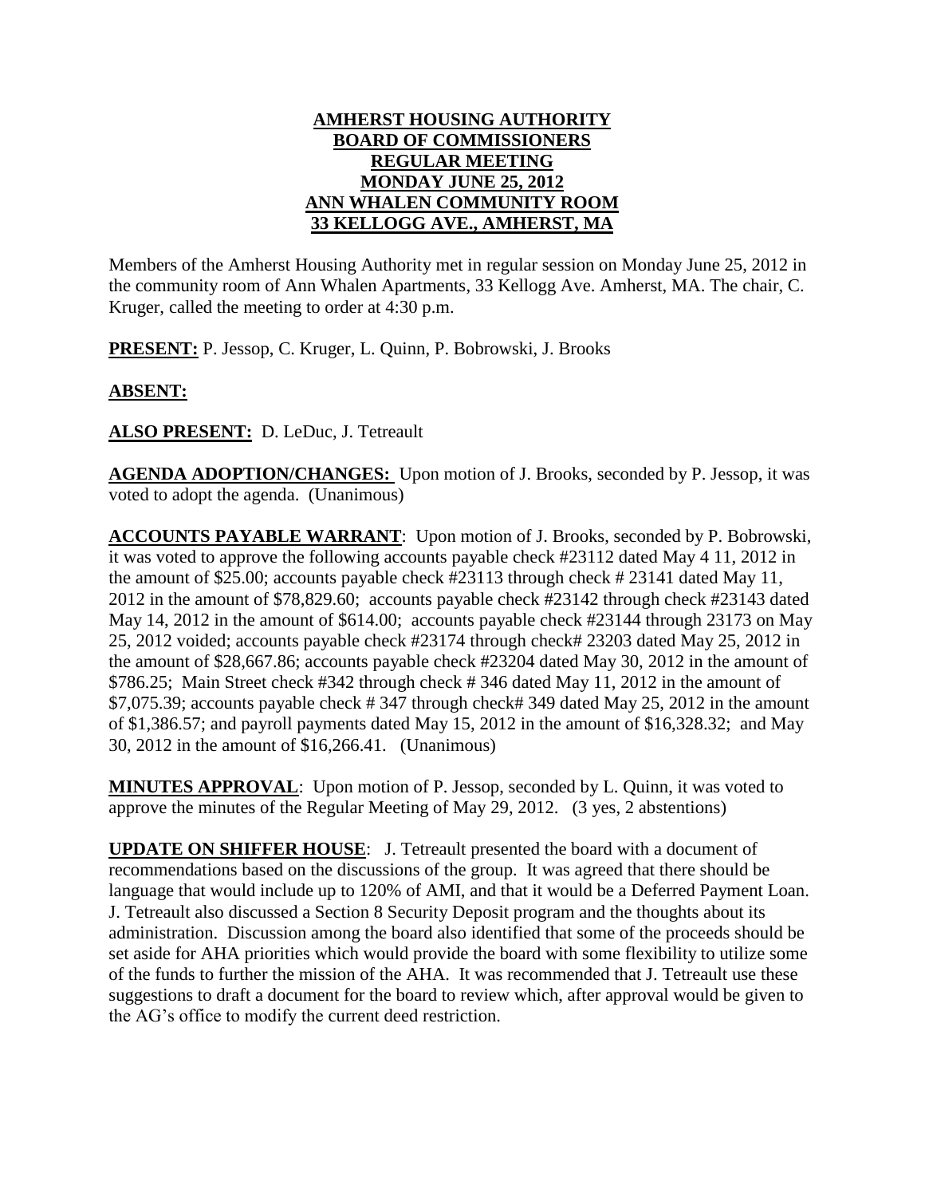# AMHERST HOUSING AUTHORITY
# BOARD OF COMMISSIONERS
# REGULAR MEETING
# MONDAY JUNE 25, 2012
# ANN WHALEN COMMUNITY ROOM
# 33 KELLOGG AVE., AMHERST, MA

Members of the Amherst Housing Authority met in regular session on Monday June 25, 2012 in the community room of Ann Whalen Apartments, 33 Kellogg Ave. Amherst, MA. The chair, C. Kruger, called the meeting to order at 4:30 p.m.

**PRESENT:** P. Jessop, C. Kruger, L. Quinn, P. Bobrowski, J. Brooks

**ABSENT:**

**ALSO PRESENT:** D. LeDuc, J. Tetreault

**AGENDA ADOPTION/CHANGES:** Upon motion of J. Brooks, seconded by P. Jessop, it was voted to adopt the agenda. (Unanimous)

**ACCOUNTS PAYABLE WARRANT**: Upon motion of J. Brooks, seconded by P. Bobrowski, it was voted to approve the following accounts payable check #23112 dated May 4 11, 2012 in the amount of $25.00; accounts payable check #23113 through check # 23141 dated May 11, 2012 in the amount of $78,829.60; accounts payable check #23142 through check #23143 dated May 14, 2012 in the amount of $614.00; accounts payable check #23144 through 23173 on May 25, 2012 voided; accounts payable check #23174 through check# 23203 dated May 25, 2012 in the amount of $28,667.86; accounts payable check #23204 dated May 30, 2012 in the amount of $786.25; Main Street check #342 through check # 346 dated May 11, 2012 in the amount of $7,075.39; accounts payable check # 347 through check# 349 dated May 25, 2012 in the amount of $1,386.57; and payroll payments dated May 15, 2012 in the amount of $16,328.32; and May 30, 2012 in the amount of $16,266.41. (Unanimous)

**MINUTES APPROVAL**: Upon motion of P. Jessop, seconded by L. Quinn, it was voted to approve the minutes of the Regular Meeting of May 29, 2012. (3 yes, 2 abstentions)

**UPDATE ON SHIFFER HOUSE**: J. Tetreault presented the board with a document of recommendations based on the discussions of the group. It was agreed that there should be language that would include up to 120% of AMI, and that it would be a Deferred Payment Loan. J. Tetreault also discussed a Section 8 Security Deposit program and the thoughts about its administration. Discussion among the board also identified that some of the proceeds should be set aside for AHA priorities which would provide the board with some flexibility to utilize some of the funds to further the mission of the AHA. It was recommended that J. Tetreault use these suggestions to draft a document for the board to review which, after approval would be given to the AG's office to modify the current deed restriction.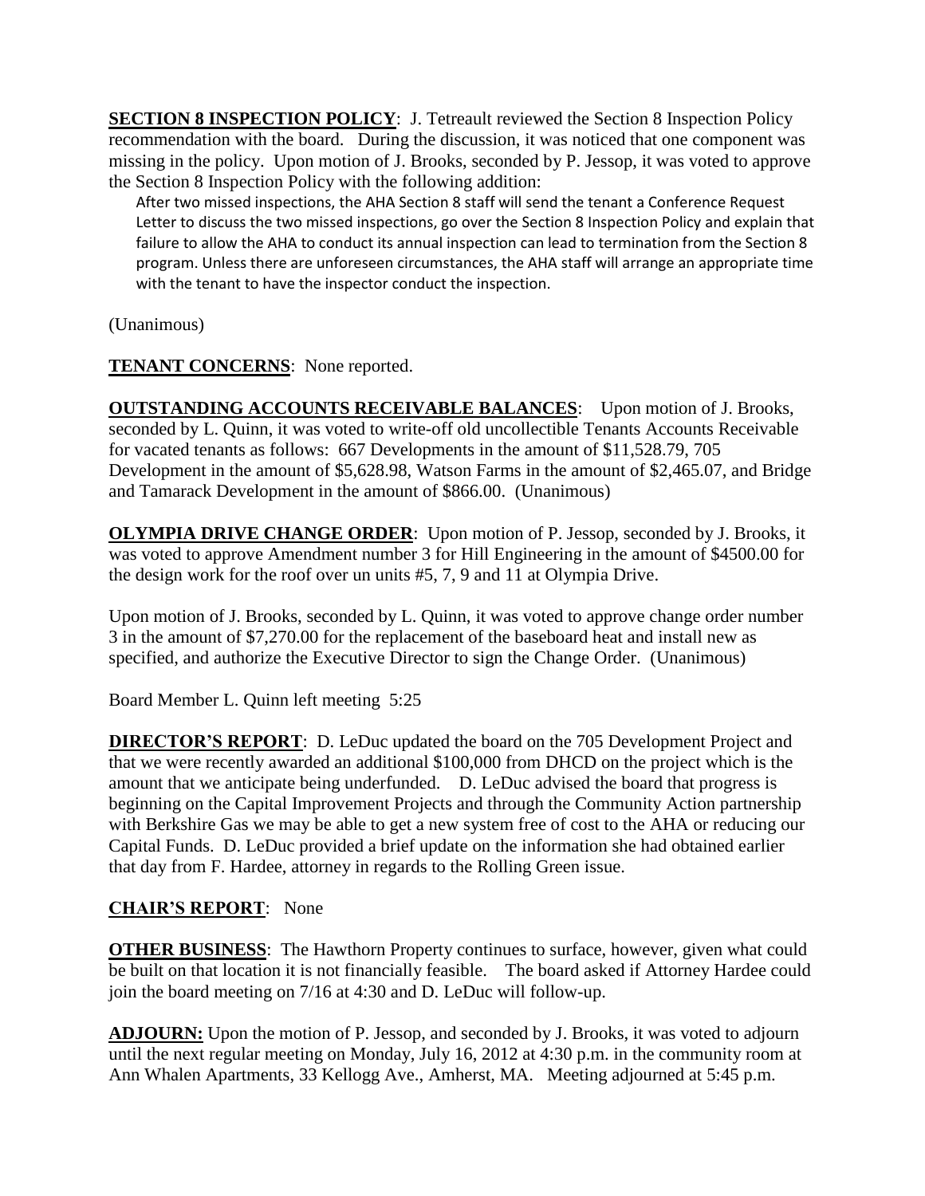**SECTION 8 INSPECTION POLICY**: J. Tetreault reviewed the Section 8 Inspection Policy recommendation with the board. During the discussion, it was noticed that one component was missing in the policy. Upon motion of J. Brooks, seconded by P. Jessop, it was voted to approve the Section 8 Inspection Policy with the following addition:

> After two missed inspections, the AHA Section 8 staff will send the tenant a Conference Request Letter to discuss the two missed inspections, go over the Section 8 Inspection Policy and explain that failure to allow the AHA to conduct its annual inspection can lead to termination from the Section 8 program. Unless there are unforeseen circumstances, the AHA staff will arrange an appropriate time with the tenant to have the inspector conduct the inspection.

(Unanimous)

**TENANT CONCERNS**: None reported.

**OUTSTANDING ACCOUNTS RECEIVABLE BALANCES**: Upon motion of J. Brooks, seconded by L. Quinn, it was voted to write-off old uncollectible Tenants Accounts Receivable for vacated tenants as follows: 667 Developments in the amount of $11,528.79, 705 Development in the amount of $5,628.98, Watson Farms in the amount of $2,465.07, and Bridge and Tamarack Development in the amount of $866.00. (Unanimous)

**OLYMPIA DRIVE CHANGE ORDER**: Upon motion of P. Jessop, seconded by J. Brooks, it was voted to approve Amendment number 3 for Hill Engineering in the amount of $4500.00 for the design work for the roof over un units #5, 7, 9 and 11 at Olympia Drive.

Upon motion of J. Brooks, seconded by L. Quinn, it was voted to approve change order number 3 in the amount of $7,270.00 for the replacement of the baseboard heat and install new as specified, and authorize the Executive Director to sign the Change Order. (Unanimous)

Board Member L. Quinn left meeting 5:25

**DIRECTOR'S REPORT**: D. LeDuc updated the board on the 705 Development Project and that we were recently awarded an additional $100,000 from DHCD on the project which is the amount that we anticipate being underfunded. D. LeDuc advised the board that progress is beginning on the Capital Improvement Projects and through the Community Action partnership with Berkshire Gas we may be able to get a new system free of cost to the AHA or reducing our Capital Funds. D. LeDuc provided a brief update on the information she had obtained earlier that day from F. Hardee, attorney in regards to the Rolling Green issue.

**CHAIR'S REPORT**: None

**OTHER BUSINESS**: The Hawthorn Property continues to surface, however, given what could be built on that location it is not financially feasible. The board asked if Attorney Hardee could join the board meeting on 7/16 at 4:30 and D. LeDuc will follow-up.

**ADJOURN:** Upon the motion of P. Jessop, and seconded by J. Brooks, it was voted to adjourn until the next regular meeting on Monday, July 16, 2012 at 4:30 p.m. in the community room at Ann Whalen Apartments, 33 Kellogg Ave., Amherst, MA. Meeting adjourned at 5:45 p.m.